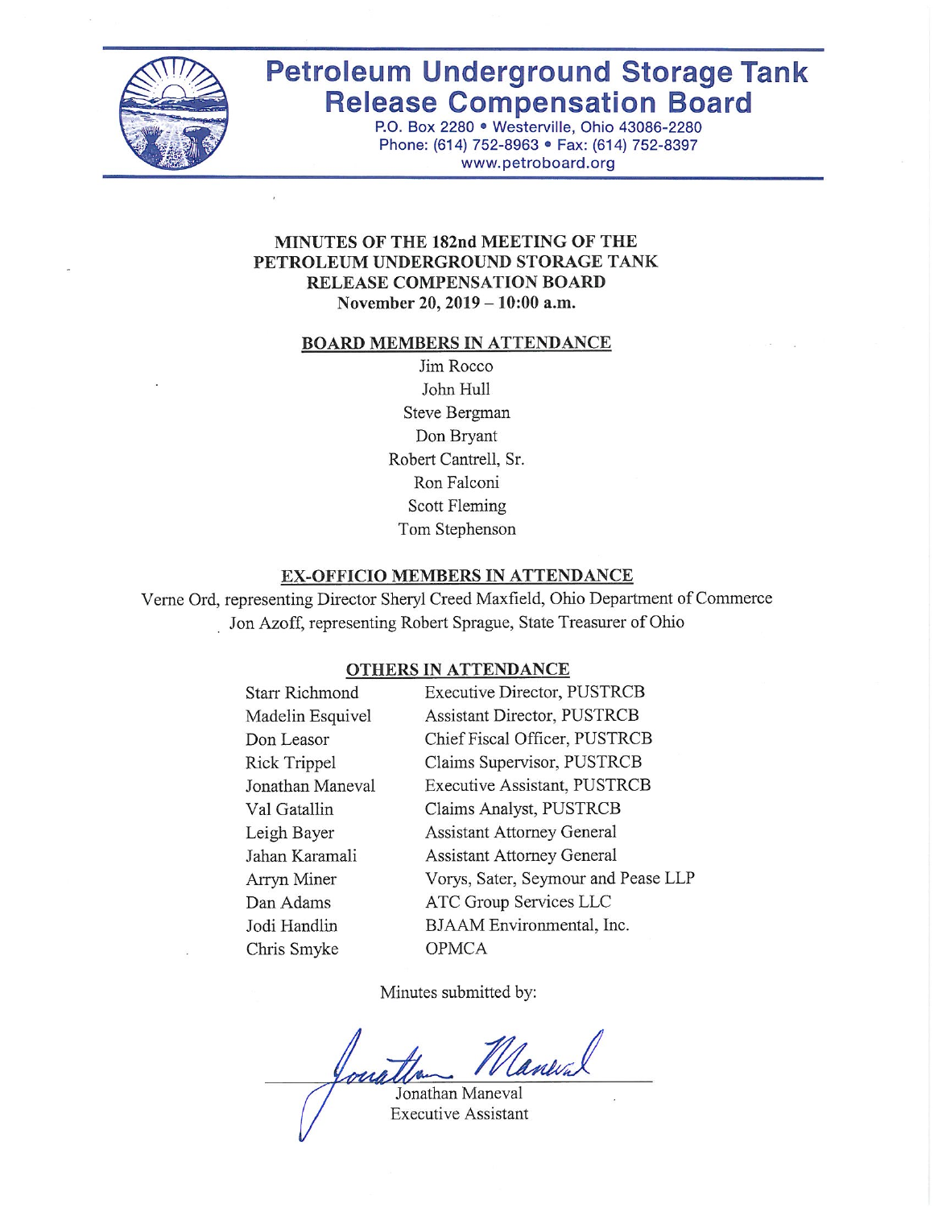# Petroleum Underground Storage Tank Release Compensation Board

P.O. Box 2280 • Westerville, Ohio 43086-2280
Phone: (614) 752-8963 • Fax: (614) 752-8397
www.petroboard.org

**MINUTES OF THE 182nd MEETING OF THE PETROLEUM UNDERGROUND STORAGE TANK RELEASE COMPENSATION BOARD**
**November 20, 2019 – 10:00 a.m.**

## BOARD MEMBERS IN ATTENDANCE

Jim Rocco
John Hull
Steve Bergman
Don Bryant
Robert Cantrell, Sr.
Ron Falconi
Scott Fleming
Tom Stephenson

## EX-OFFICIO MEMBERS IN ATTENDANCE

Verne Ord, representing Director Sheryl Creed Maxfield, Ohio Department of Commerce
Jon Azoff, representing Robert Sprague, State Treasurer of Ohio

## OTHERS IN ATTENDANCE

| | |
|---|---|
| Starr Richmond | Executive Director, PUSTRCB |
| Madelin Esquivel | Assistant Director, PUSTRCB |
| Don Leasor | Chief Fiscal Officer, PUSTRCB |
| Rick Trippel | Claims Supervisor, PUSTRCB |
| Jonathan Maneval | Executive Assistant, PUSTRCB |
| Val Gatallin | Claims Analyst, PUSTRCB |
| Leigh Bayer | Assistant Attorney General |
| Jahan Karamali | Assistant Attorney General |
| Arryn Miner | Vorys, Sater, Seymour and Pease LLP |
| Dan Adams | ATC Group Services LLC |
| Jodi Handlin | BJAAM Environmental, Inc. |
| Chris Smyke | OPMCA |

Minutes submitted by:

Jonathan Maneval
Executive Assistant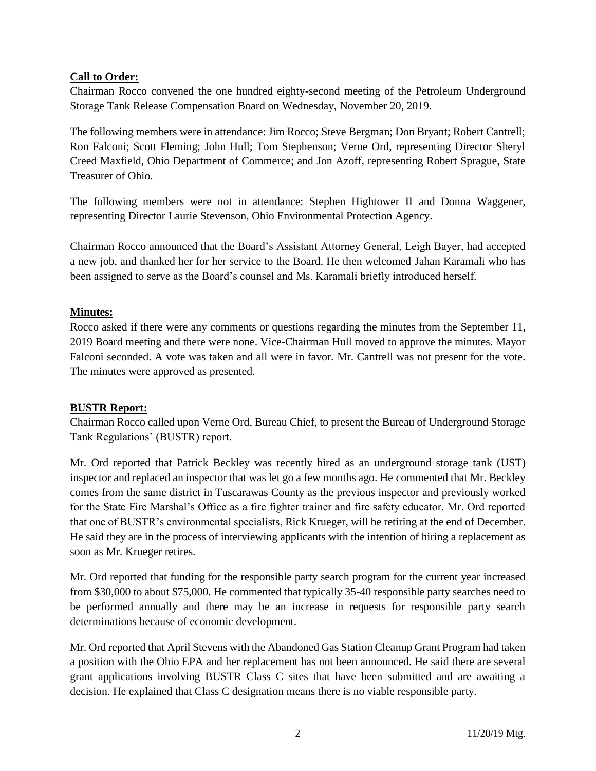**Call to Order:**

Chairman Rocco convened the one hundred eighty-second meeting of the Petroleum Underground Storage Tank Release Compensation Board on Wednesday, November 20, 2019.

The following members were in attendance: Jim Rocco; Steve Bergman; Don Bryant; Robert Cantrell; Ron Falconi; Scott Fleming; John Hull; Tom Stephenson; Verne Ord, representing Director Sheryl Creed Maxfield, Ohio Department of Commerce; and Jon Azoff, representing Robert Sprague, State Treasurer of Ohio.

The following members were not in attendance: Stephen Hightower II and Donna Waggener, representing Director Laurie Stevenson, Ohio Environmental Protection Agency.

Chairman Rocco announced that the Board's Assistant Attorney General, Leigh Bayer, had accepted a new job, and thanked her for her service to the Board. He then welcomed Jahan Karamali who has been assigned to serve as the Board's counsel and Ms. Karamali briefly introduced herself.

**Minutes:**

Rocco asked if there were any comments or questions regarding the minutes from the September 11, 2019 Board meeting and there were none. Vice-Chairman Hull moved to approve the minutes. Mayor Falconi seconded. A vote was taken and all were in favor. Mr. Cantrell was not present for the vote. The minutes were approved as presented.

**BUSTR Report:**

Chairman Rocco called upon Verne Ord, Bureau Chief, to present the Bureau of Underground Storage Tank Regulations' (BUSTR) report.

Mr. Ord reported that Patrick Beckley was recently hired as an underground storage tank (UST) inspector and replaced an inspector that was let go a few months ago. He commented that Mr. Beckley comes from the same district in Tuscarawas County as the previous inspector and previously worked for the State Fire Marshal's Office as a fire fighter trainer and fire safety educator. Mr. Ord reported that one of BUSTR's environmental specialists, Rick Krueger, will be retiring at the end of December. He said they are in the process of interviewing applicants with the intention of hiring a replacement as soon as Mr. Krueger retires.

Mr. Ord reported that funding for the responsible party search program for the current year increased from $30,000 to about $75,000. He commented that typically 35-40 responsible party searches need to be performed annually and there may be an increase in requests for responsible party search determinations because of economic development.

Mr. Ord reported that April Stevens with the Abandoned Gas Station Cleanup Grant Program had taken a position with the Ohio EPA and her replacement has not been announced. He said there are several grant applications involving BUSTR Class C sites that have been submitted and are awaiting a decision. He explained that Class C designation means there is no viable responsible party.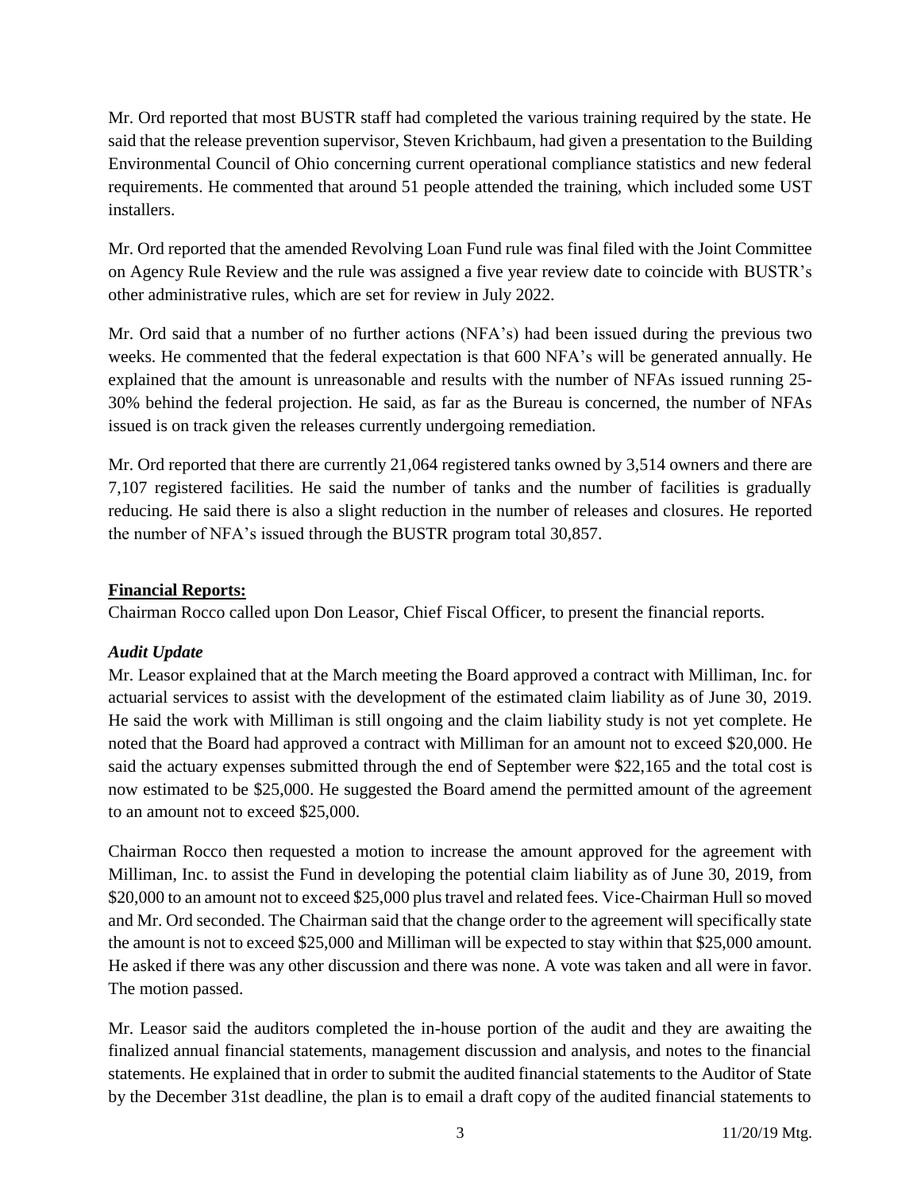Mr. Ord reported that most BUSTR staff had completed the various training required by the state. He said that the release prevention supervisor, Steven Krichbaum, had given a presentation to the Building Environmental Council of Ohio concerning current operational compliance statistics and new federal requirements. He commented that around 51 people attended the training, which included some UST installers.

Mr. Ord reported that the amended Revolving Loan Fund rule was final filed with the Joint Committee on Agency Rule Review and the rule was assigned a five year review date to coincide with BUSTR's other administrative rules, which are set for review in July 2022.

Mr. Ord said that a number of no further actions (NFA's) had been issued during the previous two weeks. He commented that the federal expectation is that 600 NFA's will be generated annually. He explained that the amount is unreasonable and results with the number of NFAs issued running 25-30% behind the federal projection. He said, as far as the Bureau is concerned, the number of NFAs issued is on track given the releases currently undergoing remediation.

Mr. Ord reported that there are currently 21,064 registered tanks owned by 3,514 owners and there are 7,107 registered facilities. He said the number of tanks and the number of facilities is gradually reducing. He said there is also a slight reduction in the number of releases and closures. He reported the number of NFA's issued through the BUSTR program total 30,857.

**Financial Reports:**

Chairman Rocco called upon Don Leasor, Chief Fiscal Officer, to present the financial reports.

***Audit Update***

Mr. Leasor explained that at the March meeting the Board approved a contract with Milliman, Inc. for actuarial services to assist with the development of the estimated claim liability as of June 30, 2019. He said the work with Milliman is still ongoing and the claim liability study is not yet complete. He noted that the Board had approved a contract with Milliman for an amount not to exceed $20,000. He said the actuary expenses submitted through the end of September were $22,165 and the total cost is now estimated to be $25,000. He suggested the Board amend the permitted amount of the agreement to an amount not to exceed $25,000.

Chairman Rocco then requested a motion to increase the amount approved for the agreement with Milliman, Inc. to assist the Fund in developing the potential claim liability as of June 30, 2019, from $20,000 to an amount not to exceed $25,000 plus travel and related fees. Vice-Chairman Hull so moved and Mr. Ord seconded. The Chairman said that the change order to the agreement will specifically state the amount is not to exceed $25,000 and Milliman will be expected to stay within that $25,000 amount. He asked if there was any other discussion and there was none. A vote was taken and all were in favor. The motion passed.

Mr. Leasor said the auditors completed the in-house portion of the audit and they are awaiting the finalized annual financial statements, management discussion and analysis, and notes to the financial statements. He explained that in order to submit the audited financial statements to the Auditor of State by the December 31st deadline, the plan is to email a draft copy of the audited financial statements to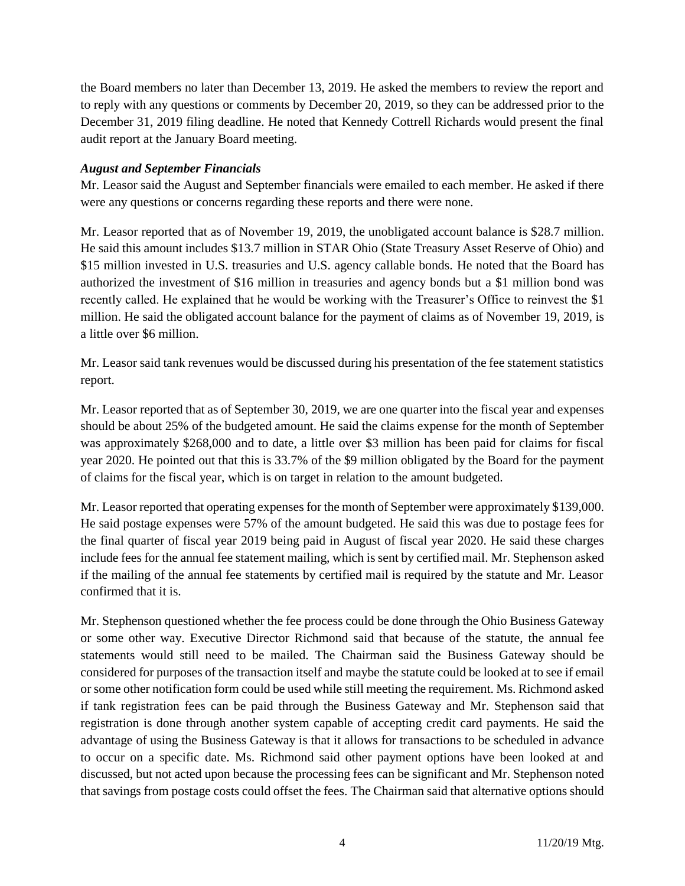the Board members no later than December 13, 2019. He asked the members to review the report and to reply with any questions or comments by December 20, 2019, so they can be addressed prior to the December 31, 2019 filing deadline. He noted that Kennedy Cottrell Richards would present the final audit report at the January Board meeting.

### *August and September Financials*

Mr. Leasor said the August and September financials were emailed to each member. He asked if there were any questions or concerns regarding these reports and there were none.

Mr. Leasor reported that as of November 19, 2019, the unobligated account balance is $28.7 million. He said this amount includes $13.7 million in STAR Ohio (State Treasury Asset Reserve of Ohio) and $15 million invested in U.S. treasuries and U.S. agency callable bonds. He noted that the Board has authorized the investment of $16 million in treasuries and agency bonds but a $1 million bond was recently called. He explained that he would be working with the Treasurer's Office to reinvest the $1 million. He said the obligated account balance for the payment of claims as of November 19, 2019, is a little over $6 million.

Mr. Leasor said tank revenues would be discussed during his presentation of the fee statement statistics report.

Mr. Leasor reported that as of September 30, 2019, we are one quarter into the fiscal year and expenses should be about 25% of the budgeted amount. He said the claims expense for the month of September was approximately $268,000 and to date, a little over $3 million has been paid for claims for fiscal year 2020. He pointed out that this is 33.7% of the $9 million obligated by the Board for the payment of claims for the fiscal year, which is on target in relation to the amount budgeted.

Mr. Leasor reported that operating expenses for the month of September were approximately $139,000. He said postage expenses were 57% of the amount budgeted. He said this was due to postage fees for the final quarter of fiscal year 2019 being paid in August of fiscal year 2020. He said these charges include fees for the annual fee statement mailing, which is sent by certified mail. Mr. Stephenson asked if the mailing of the annual fee statements by certified mail is required by the statute and Mr. Leasor confirmed that it is.

Mr. Stephenson questioned whether the fee process could be done through the Ohio Business Gateway or some other way. Executive Director Richmond said that because of the statute, the annual fee statements would still need to be mailed. The Chairman said the Business Gateway should be considered for purposes of the transaction itself and maybe the statute could be looked at to see if email or some other notification form could be used while still meeting the requirement. Ms. Richmond asked if tank registration fees can be paid through the Business Gateway and Mr. Stephenson said that registration is done through another system capable of accepting credit card payments. He said the advantage of using the Business Gateway is that it allows for transactions to be scheduled in advance to occur on a specific date. Ms. Richmond said other payment options have been looked at and discussed, but not acted upon because the processing fees can be significant and Mr. Stephenson noted that savings from postage costs could offset the fees. The Chairman said that alternative options should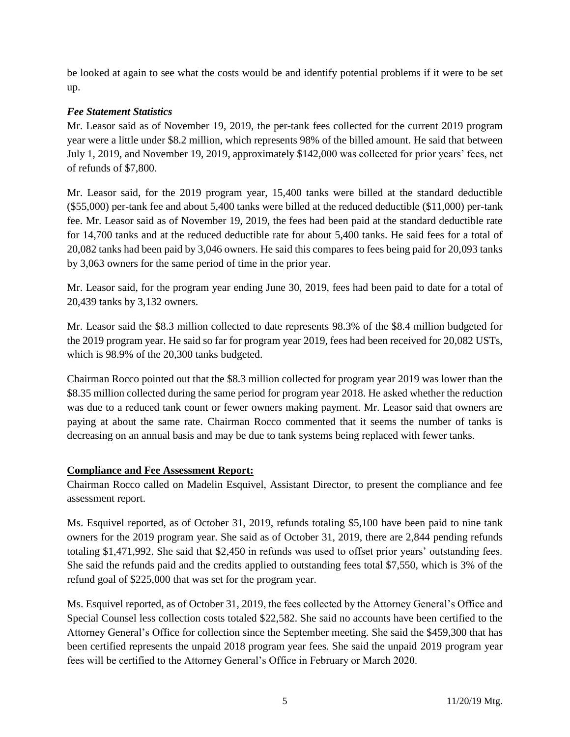be looked at again to see what the costs would be and identify potential problems if it were to be set up.

***Fee Statement Statistics***

Mr. Leasor said as of November 19, 2019, the per-tank fees collected for the current 2019 program year were a little under $8.2 million, which represents 98% of the billed amount. He said that between July 1, 2019, and November 19, 2019, approximately $142,000 was collected for prior years' fees, net of refunds of $7,800.

Mr. Leasor said, for the 2019 program year, 15,400 tanks were billed at the standard deductible ($55,000) per-tank fee and about 5,400 tanks were billed at the reduced deductible ($11,000) per-tank fee. Mr. Leasor said as of November 19, 2019, the fees had been paid at the standard deductible rate for 14,700 tanks and at the reduced deductible rate for about 5,400 tanks. He said fees for a total of 20,082 tanks had been paid by 3,046 owners. He said this compares to fees being paid for 20,093 tanks by 3,063 owners for the same period of time in the prior year.

Mr. Leasor said, for the program year ending June 30, 2019, fees had been paid to date for a total of 20,439 tanks by 3,132 owners.

Mr. Leasor said the $8.3 million collected to date represents 98.3% of the $8.4 million budgeted for the 2019 program year. He said so far for program year 2019, fees had been received for 20,082 USTs, which is 98.9% of the 20,300 tanks budgeted.

Chairman Rocco pointed out that the $8.3 million collected for program year 2019 was lower than the $8.35 million collected during the same period for program year 2018. He asked whether the reduction was due to a reduced tank count or fewer owners making payment. Mr. Leasor said that owners are paying at about the same rate. Chairman Rocco commented that it seems the number of tanks is decreasing on an annual basis and may be due to tank systems being replaced with fewer tanks.

**Compliance and Fee Assessment Report:**

Chairman Rocco called on Madelin Esquivel, Assistant Director, to present the compliance and fee assessment report.

Ms. Esquivel reported, as of October 31, 2019, refunds totaling $5,100 have been paid to nine tank owners for the 2019 program year. She said as of October 31, 2019, there are 2,844 pending refunds totaling $1,471,992. She said that $2,450 in refunds was used to offset prior years' outstanding fees. She said the refunds paid and the credits applied to outstanding fees total $7,550, which is 3% of the refund goal of $225,000 that was set for the program year.

Ms. Esquivel reported, as of October 31, 2019, the fees collected by the Attorney General's Office and Special Counsel less collection costs totaled $22,582. She said no accounts have been certified to the Attorney General's Office for collection since the September meeting. She said the $459,300 that has been certified represents the unpaid 2018 program year fees. She said the unpaid 2019 program year fees will be certified to the Attorney General's Office in February or March 2020.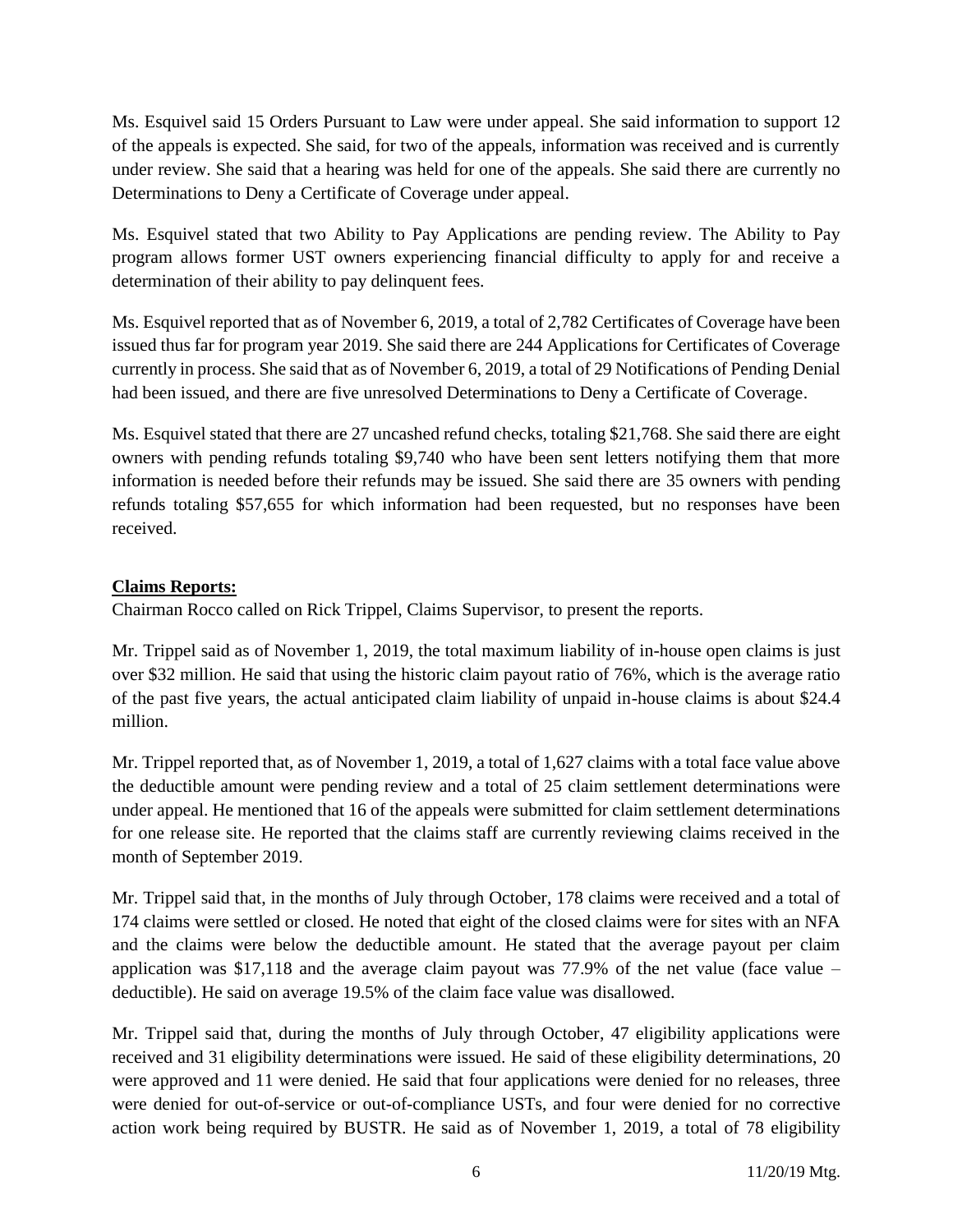Ms. Esquivel said 15 Orders Pursuant to Law were under appeal. She said information to support 12 of the appeals is expected. She said, for two of the appeals, information was received and is currently under review. She said that a hearing was held for one of the appeals. She said there are currently no Determinations to Deny a Certificate of Coverage under appeal.

Ms. Esquivel stated that two Ability to Pay Applications are pending review. The Ability to Pay program allows former UST owners experiencing financial difficulty to apply for and receive a determination of their ability to pay delinquent fees.

Ms. Esquivel reported that as of November 6, 2019, a total of 2,782 Certificates of Coverage have been issued thus far for program year 2019. She said there are 244 Applications for Certificates of Coverage currently in process. She said that as of November 6, 2019, a total of 29 Notifications of Pending Denial had been issued, and there are five unresolved Determinations to Deny a Certificate of Coverage.

Ms. Esquivel stated that there are 27 uncashed refund checks, totaling $21,768. She said there are eight owners with pending refunds totaling $9,740 who have been sent letters notifying them that more information is needed before their refunds may be issued. She said there are 35 owners with pending refunds totaling $57,655 for which information had been requested, but no responses have been received.

**Claims Reports:**

Chairman Rocco called on Rick Trippel, Claims Supervisor, to present the reports.

Mr. Trippel said as of November 1, 2019, the total maximum liability of in-house open claims is just over $32 million. He said that using the historic claim payout ratio of 76%, which is the average ratio of the past five years, the actual anticipated claim liability of unpaid in-house claims is about $24.4 million.

Mr. Trippel reported that, as of November 1, 2019, a total of 1,627 claims with a total face value above the deductible amount were pending review and a total of 25 claim settlement determinations were under appeal. He mentioned that 16 of the appeals were submitted for claim settlement determinations for one release site. He reported that the claims staff are currently reviewing claims received in the month of September 2019.

Mr. Trippel said that, in the months of July through October, 178 claims were received and a total of 174 claims were settled or closed. He noted that eight of the closed claims were for sites with an NFA and the claims were below the deductible amount. He stated that the average payout per claim application was $17,118 and the average claim payout was 77.9% of the net value (face value – deductible). He said on average 19.5% of the claim face value was disallowed.

Mr. Trippel said that, during the months of July through October, 47 eligibility applications were received and 31 eligibility determinations were issued. He said of these eligibility determinations, 20 were approved and 11 were denied. He said that four applications were denied for no releases, three were denied for out-of-service or out-of-compliance USTs, and four were denied for no corrective action work being required by BUSTR. He said as of November 1, 2019, a total of 78 eligibility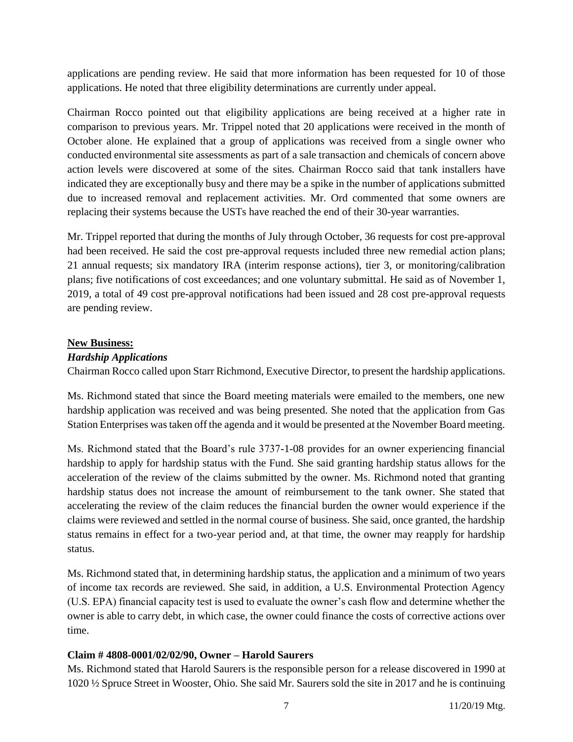applications are pending review. He said that more information has been requested for 10 of those applications. He noted that three eligibility determinations are currently under appeal.

Chairman Rocco pointed out that eligibility applications are being received at a higher rate in comparison to previous years. Mr. Trippel noted that 20 applications were received in the month of October alone. He explained that a group of applications was received from a single owner who conducted environmental site assessments as part of a sale transaction and chemicals of concern above action levels were discovered at some of the sites. Chairman Rocco said that tank installers have indicated they are exceptionally busy and there may be a spike in the number of applications submitted due to increased removal and replacement activities. Mr. Ord commented that some owners are replacing their systems because the USTs have reached the end of their 30-year warranties.

Mr. Trippel reported that during the months of July through October, 36 requests for cost pre-approval had been received. He said the cost pre-approval requests included three new remedial action plans; 21 annual requests; six mandatory IRA (interim response actions), tier 3, or monitoring/calibration plans; five notifications of cost exceedances; and one voluntary submittal. He said as of November 1, 2019, a total of 49 cost pre-approval notifications had been issued and 28 cost pre-approval requests are pending review.

**New Business:**

***Hardship Applications***

Chairman Rocco called upon Starr Richmond, Executive Director, to present the hardship applications.

Ms. Richmond stated that since the Board meeting materials were emailed to the members, one new hardship application was received and was being presented. She noted that the application from Gas Station Enterprises was taken off the agenda and it would be presented at the November Board meeting.

Ms. Richmond stated that the Board's rule 3737-1-08 provides for an owner experiencing financial hardship to apply for hardship status with the Fund. She said granting hardship status allows for the acceleration of the review of the claims submitted by the owner. Ms. Richmond noted that granting hardship status does not increase the amount of reimbursement to the tank owner. She stated that accelerating the review of the claim reduces the financial burden the owner would experience if the claims were reviewed and settled in the normal course of business. She said, once granted, the hardship status remains in effect for a two-year period and, at that time, the owner may reapply for hardship status.

Ms. Richmond stated that, in determining hardship status, the application and a minimum of two years of income tax records are reviewed. She said, in addition, a U.S. Environmental Protection Agency (U.S. EPA) financial capacity test is used to evaluate the owner's cash flow and determine whether the owner is able to carry debt, in which case, the owner could finance the costs of corrective actions over time.

**Claim # 4808-0001/02/02/90, Owner – Harold Saurers**

Ms. Richmond stated that Harold Saurers is the responsible person for a release discovered in 1990 at 1020 ½ Spruce Street in Wooster, Ohio. She said Mr. Saurers sold the site in 2017 and he is continuing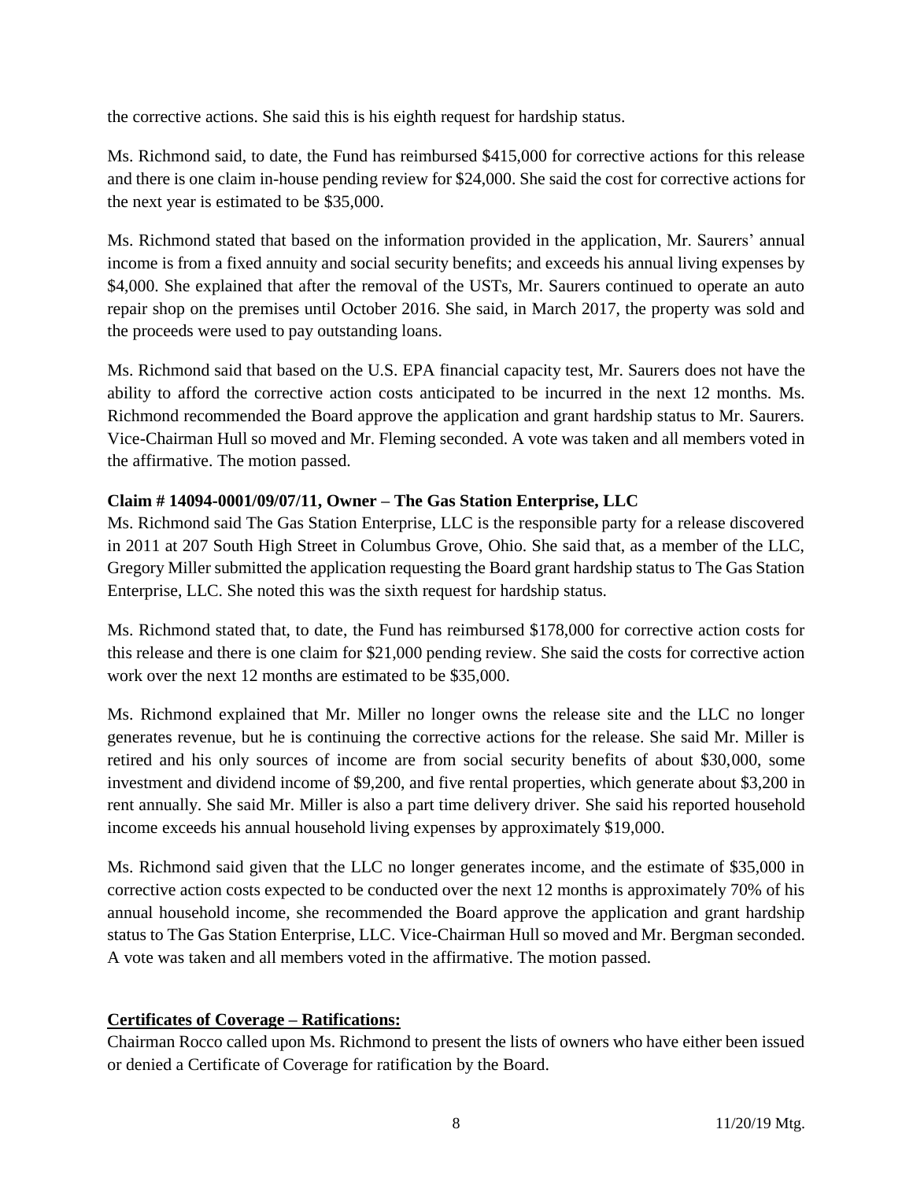the corrective actions. She said this is his eighth request for hardship status.

Ms. Richmond said, to date, the Fund has reimbursed $415,000 for corrective actions for this release and there is one claim in-house pending review for $24,000. She said the cost for corrective actions for the next year is estimated to be $35,000.

Ms. Richmond stated that based on the information provided in the application, Mr. Saurers' annual income is from a fixed annuity and social security benefits; and exceeds his annual living expenses by $4,000. She explained that after the removal of the USTs, Mr. Saurers continued to operate an auto repair shop on the premises until October 2016. She said, in March 2017, the property was sold and the proceeds were used to pay outstanding loans.

Ms. Richmond said that based on the U.S. EPA financial capacity test, Mr. Saurers does not have the ability to afford the corrective action costs anticipated to be incurred in the next 12 months. Ms. Richmond recommended the Board approve the application and grant hardship status to Mr. Saurers. Vice-Chairman Hull so moved and Mr. Fleming seconded. A vote was taken and all members voted in the affirmative. The motion passed.

**Claim # 14094-0001/09/07/11, Owner – The Gas Station Enterprise, LLC**

Ms. Richmond said The Gas Station Enterprise, LLC is the responsible party for a release discovered in 2011 at 207 South High Street in Columbus Grove, Ohio. She said that, as a member of the LLC, Gregory Miller submitted the application requesting the Board grant hardship status to The Gas Station Enterprise, LLC. She noted this was the sixth request for hardship status.

Ms. Richmond stated that, to date, the Fund has reimbursed $178,000 for corrective action costs for this release and there is one claim for $21,000 pending review. She said the costs for corrective action work over the next 12 months are estimated to be $35,000.

Ms. Richmond explained that Mr. Miller no longer owns the release site and the LLC no longer generates revenue, but he is continuing the corrective actions for the release. She said Mr. Miller is retired and his only sources of income are from social security benefits of about $30,000, some investment and dividend income of $9,200, and five rental properties, which generate about $3,200 in rent annually. She said Mr. Miller is also a part time delivery driver. She said his reported household income exceeds his annual household living expenses by approximately $19,000.

Ms. Richmond said given that the LLC no longer generates income, and the estimate of $35,000 in corrective action costs expected to be conducted over the next 12 months is approximately 70% of his annual household income, she recommended the Board approve the application and grant hardship status to The Gas Station Enterprise, LLC. Vice-Chairman Hull so moved and Mr. Bergman seconded. A vote was taken and all members voted in the affirmative. The motion passed.

**Certificates of Coverage – Ratifications:**

Chairman Rocco called upon Ms. Richmond to present the lists of owners who have either been issued or denied a Certificate of Coverage for ratification by the Board.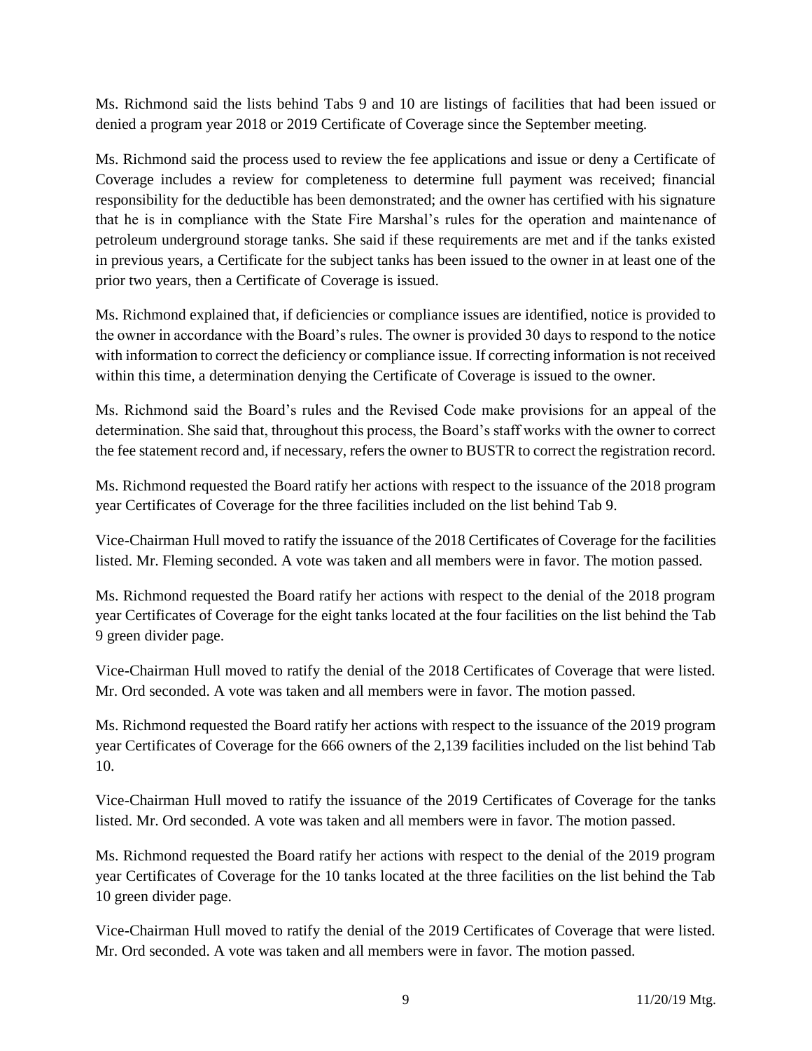Ms. Richmond said the lists behind Tabs 9 and 10 are listings of facilities that had been issued or denied a program year 2018 or 2019 Certificate of Coverage since the September meeting.

Ms. Richmond said the process used to review the fee applications and issue or deny a Certificate of Coverage includes a review for completeness to determine full payment was received; financial responsibility for the deductible has been demonstrated; and the owner has certified with his signature that he is in compliance with the State Fire Marshal's rules for the operation and maintenance of petroleum underground storage tanks. She said if these requirements are met and if the tanks existed in previous years, a Certificate for the subject tanks has been issued to the owner in at least one of the prior two years, then a Certificate of Coverage is issued.

Ms. Richmond explained that, if deficiencies or compliance issues are identified, notice is provided to the owner in accordance with the Board's rules. The owner is provided 30 days to respond to the notice with information to correct the deficiency or compliance issue. If correcting information is not received within this time, a determination denying the Certificate of Coverage is issued to the owner.

Ms. Richmond said the Board's rules and the Revised Code make provisions for an appeal of the determination. She said that, throughout this process, the Board's staff works with the owner to correct the fee statement record and, if necessary, refers the owner to BUSTR to correct the registration record.

Ms. Richmond requested the Board ratify her actions with respect to the issuance of the 2018 program year Certificates of Coverage for the three facilities included on the list behind Tab 9.

Vice-Chairman Hull moved to ratify the issuance of the 2018 Certificates of Coverage for the facilities listed. Mr. Fleming seconded. A vote was taken and all members were in favor. The motion passed.

Ms. Richmond requested the Board ratify her actions with respect to the denial of the 2018 program year Certificates of Coverage for the eight tanks located at the four facilities on the list behind the Tab 9 green divider page.

Vice-Chairman Hull moved to ratify the denial of the 2018 Certificates of Coverage that were listed. Mr. Ord seconded. A vote was taken and all members were in favor. The motion passed.

Ms. Richmond requested the Board ratify her actions with respect to the issuance of the 2019 program year Certificates of Coverage for the 666 owners of the 2,139 facilities included on the list behind Tab 10.

Vice-Chairman Hull moved to ratify the issuance of the 2019 Certificates of Coverage for the tanks listed. Mr. Ord seconded. A vote was taken and all members were in favor. The motion passed.

Ms. Richmond requested the Board ratify her actions with respect to the denial of the 2019 program year Certificates of Coverage for the 10 tanks located at the three facilities on the list behind the Tab 10 green divider page.

Vice-Chairman Hull moved to ratify the denial of the 2019 Certificates of Coverage that were listed. Mr. Ord seconded. A vote was taken and all members were in favor. The motion passed.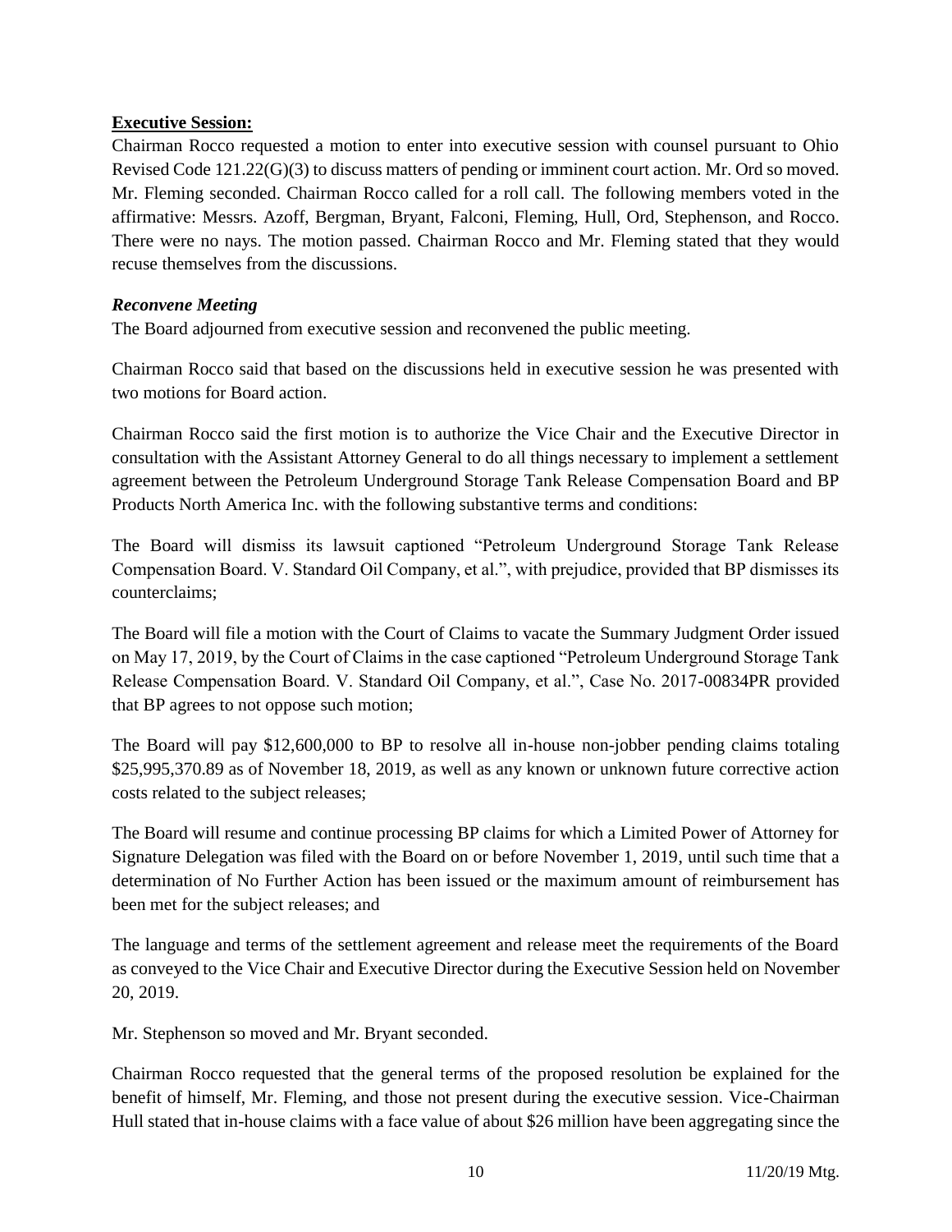**Executive Session:**

Chairman Rocco requested a motion to enter into executive session with counsel pursuant to Ohio Revised Code 121.22(G)(3) to discuss matters of pending or imminent court action. Mr. Ord so moved. Mr. Fleming seconded. Chairman Rocco called for a roll call. The following members voted in the affirmative: Messrs. Azoff, Bergman, Bryant, Falconi, Fleming, Hull, Ord, Stephenson, and Rocco. There were no nays. The motion passed. Chairman Rocco and Mr. Fleming stated that they would recuse themselves from the discussions.

***Reconvene Meeting***

The Board adjourned from executive session and reconvened the public meeting.

Chairman Rocco said that based on the discussions held in executive session he was presented with two motions for Board action.

Chairman Rocco said the first motion is to authorize the Vice Chair and the Executive Director in consultation with the Assistant Attorney General to do all things necessary to implement a settlement agreement between the Petroleum Underground Storage Tank Release Compensation Board and BP Products North America Inc. with the following substantive terms and conditions:

The Board will dismiss its lawsuit captioned "Petroleum Underground Storage Tank Release Compensation Board. V. Standard Oil Company, et al.", with prejudice, provided that BP dismisses its counterclaims;

The Board will file a motion with the Court of Claims to vacate the Summary Judgment Order issued on May 17, 2019, by the Court of Claims in the case captioned "Petroleum Underground Storage Tank Release Compensation Board. V. Standard Oil Company, et al.", Case No. 2017-00834PR provided that BP agrees to not oppose such motion;

The Board will pay $12,600,000 to BP to resolve all in-house non-jobber pending claims totaling $25,995,370.89 as of November 18, 2019, as well as any known or unknown future corrective action costs related to the subject releases;

The Board will resume and continue processing BP claims for which a Limited Power of Attorney for Signature Delegation was filed with the Board on or before November 1, 2019, until such time that a determination of No Further Action has been issued or the maximum amount of reimbursement has been met for the subject releases; and

The language and terms of the settlement agreement and release meet the requirements of the Board as conveyed to the Vice Chair and Executive Director during the Executive Session held on November 20, 2019.

Mr. Stephenson so moved and Mr. Bryant seconded.

Chairman Rocco requested that the general terms of the proposed resolution be explained for the benefit of himself, Mr. Fleming, and those not present during the executive session. Vice-Chairman Hull stated that in-house claims with a face value of about $26 million have been aggregating since the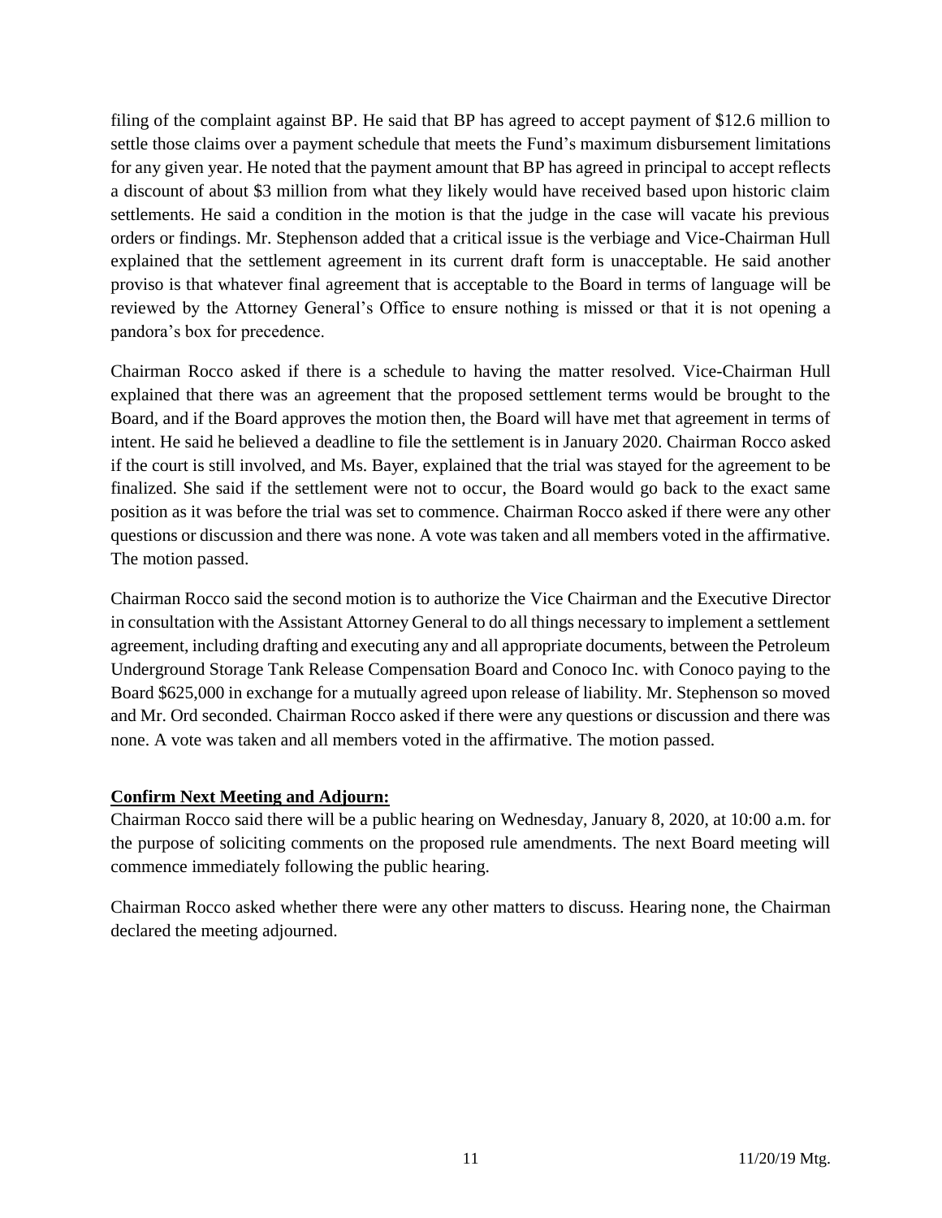filing of the complaint against BP. He said that BP has agreed to accept payment of $12.6 million to settle those claims over a payment schedule that meets the Fund's maximum disbursement limitations for any given year. He noted that the payment amount that BP has agreed in principal to accept reflects a discount of about $3 million from what they likely would have received based upon historic claim settlements. He said a condition in the motion is that the judge in the case will vacate his previous orders or findings. Mr. Stephenson added that a critical issue is the verbiage and Vice-Chairman Hull explained that the settlement agreement in its current draft form is unacceptable. He said another proviso is that whatever final agreement that is acceptable to the Board in terms of language will be reviewed by the Attorney General's Office to ensure nothing is missed or that it is not opening a pandora's box for precedence.

Chairman Rocco asked if there is a schedule to having the matter resolved. Vice-Chairman Hull explained that there was an agreement that the proposed settlement terms would be brought to the Board, and if the Board approves the motion then, the Board will have met that agreement in terms of intent. He said he believed a deadline to file the settlement is in January 2020. Chairman Rocco asked if the court is still involved, and Ms. Bayer, explained that the trial was stayed for the agreement to be finalized. She said if the settlement were not to occur, the Board would go back to the exact same position as it was before the trial was set to commence. Chairman Rocco asked if there were any other questions or discussion and there was none. A vote was taken and all members voted in the affirmative. The motion passed.

Chairman Rocco said the second motion is to authorize the Vice Chairman and the Executive Director in consultation with the Assistant Attorney General to do all things necessary to implement a settlement agreement, including drafting and executing any and all appropriate documents, between the Petroleum Underground Storage Tank Release Compensation Board and Conoco Inc. with Conoco paying to the Board $625,000 in exchange for a mutually agreed upon release of liability. Mr. Stephenson so moved and Mr. Ord seconded. Chairman Rocco asked if there were any questions or discussion and there was none. A vote was taken and all members voted in the affirmative. The motion passed.

**Confirm Next Meeting and Adjourn:**

Chairman Rocco said there will be a public hearing on Wednesday, January 8, 2020, at 10:00 a.m. for the purpose of soliciting comments on the proposed rule amendments. The next Board meeting will commence immediately following the public hearing.

Chairman Rocco asked whether there were any other matters to discuss. Hearing none, the Chairman declared the meeting adjourned.